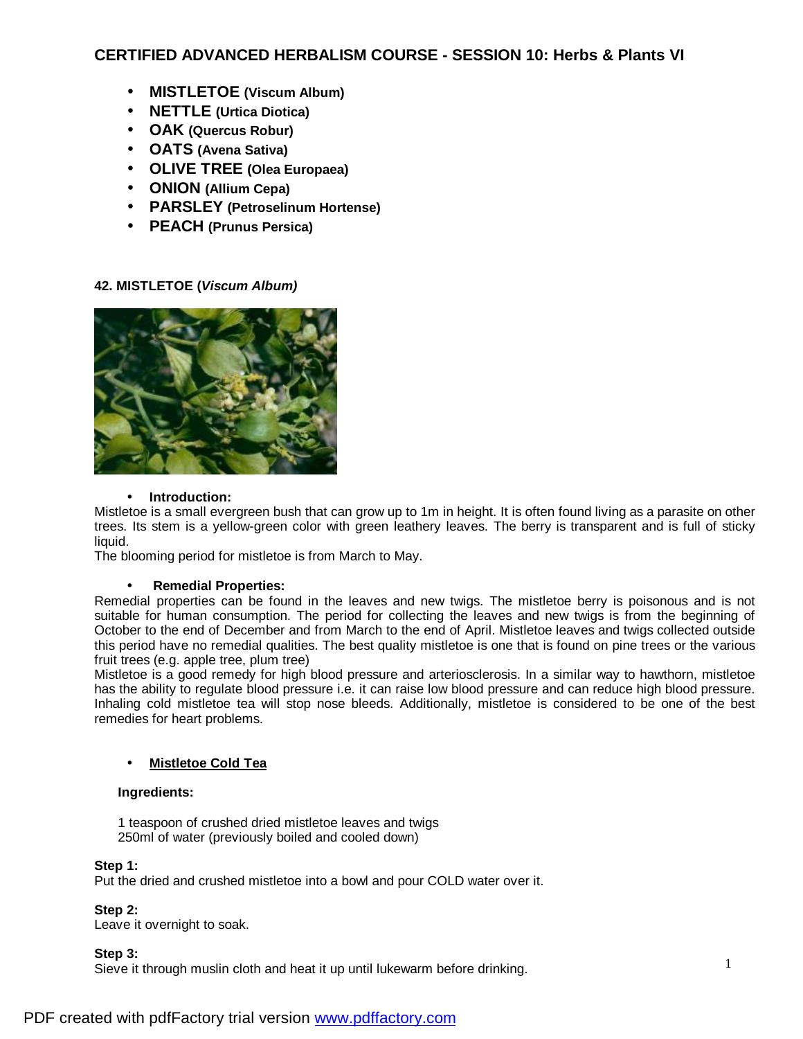# CERTIFIED ADVANCED HERBALISM COURSE - SESSION 10: Herbs & Plants VI

- **MISTLETOE (Viscum Album)**
- **NETTLE (Urtica Diotica)**
- **OAK (Quercus Robur)**
- **OATS (Avena Sativa)**
- **OLIVE TREE (Olea Europaea)**
- **ONION (Allium Cepa)**
- **PARSLEY (Petroselinum Hortense)**
- **PEACH (Prunus Persica)**

## 42. MISTLETOE (*Viscum Album)*

- **Introduction:**

Mistletoe is a small evergreen bush that can grow up to 1m in height. It is often found living as a parasite on other trees. Its stem is a yellow-green color with green leathery leaves. The berry is transparent and is full of sticky liquid.
The blooming period for mistletoe is from March to May.

- **Remedial Properties:**

Remedial properties can be found in the leaves and new twigs. The mistletoe berry is poisonous and is not suitable for human consumption. The period for collecting the leaves and new twigs is from the beginning of October to the end of December and from March to the end of April. Mistletoe leaves and twigs collected outside this period have no remedial qualities. The best quality mistletoe is one that is found on pine trees or the various fruit trees (e.g. apple tree, plum tree)
Mistletoe is a good remedy for high blood pressure and arteriosclerosis. In a similar way to hawthorn, mistletoe has the ability to regulate blood pressure i.e. it can raise low blood pressure and can reduce high blood pressure. Inhaling cold mistletoe tea will stop nose bleeds. Additionally, mistletoe is considered to be one of the best remedies for heart problems.

- **Mistletoe Cold Tea**

**Ingredients:**

1 teaspoon of crushed dried mistletoe leaves and twigs
250ml of water (previously boiled and cooled down)

**Step 1:**
Put the dried and crushed mistletoe into a bowl and pour COLD water over it.

**Step 2:**
Leave it overnight to soak.

**Step 3:**
Sieve it through muslin cloth and heat it up until lukewarm before drinking.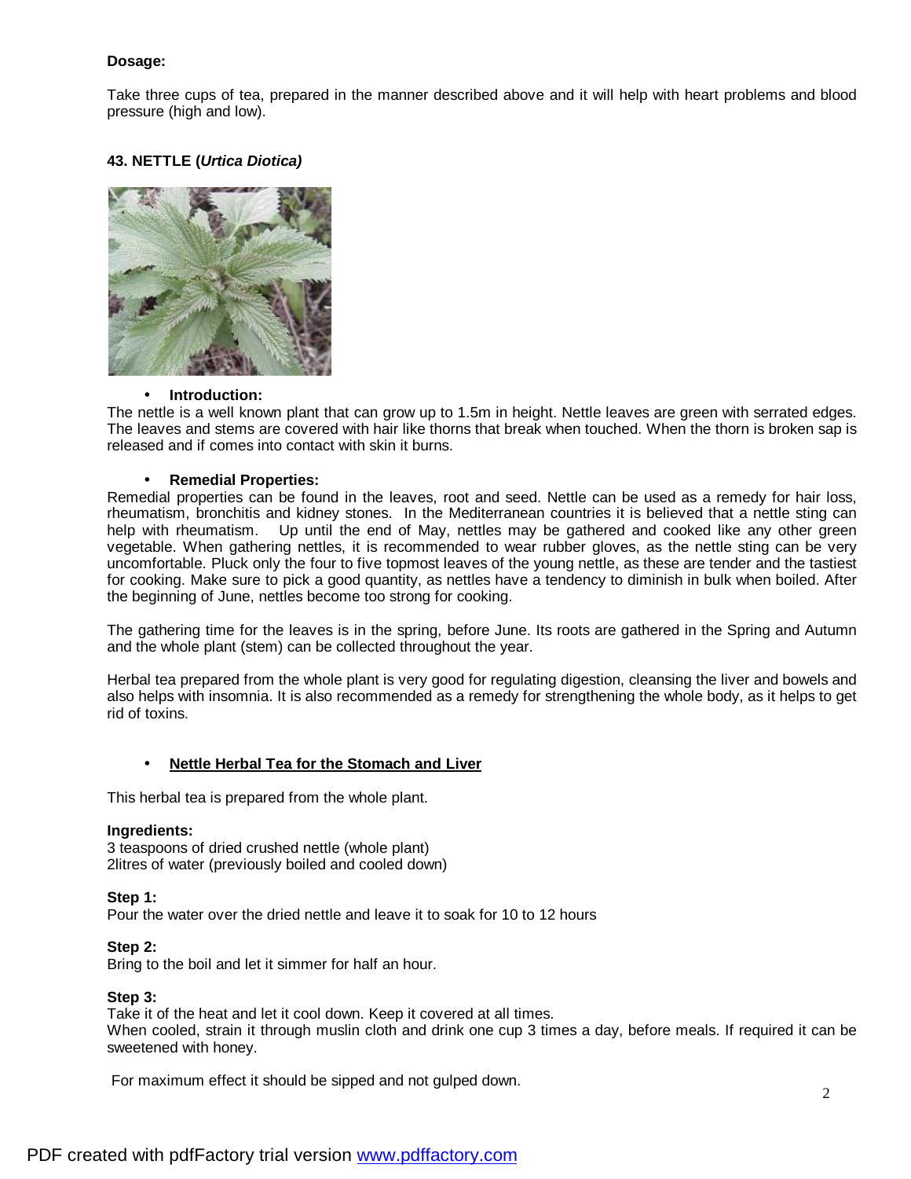**Dosage:**

Take three cups of tea, prepared in the manner described above and it will help with heart problems and blood pressure (high and low).

**43. NETTLE (*Urtica Diotica)***

- **Introduction:**

The nettle is a well known plant that can grow up to 1.5m in height. Nettle leaves are green with serrated edges. The leaves and stems are covered with hair like thorns that break when touched. When the thorn is broken sap is released and if comes into contact with skin it burns.

- **Remedial Properties:**

Remedial properties can be found in the leaves, root and seed. Nettle can be used as a remedy for hair loss, rheumatism, bronchitis and kidney stones. In the Mediterranean countries it is believed that a nettle sting can help with rheumatism. Up until the end of May, nettles may be gathered and cooked like any other green vegetable. When gathering nettles, it is recommended to wear rubber gloves, as the nettle sting can be very uncomfortable. Pluck only the four to five topmost leaves of the young nettle, as these are tender and the tastiest for cooking. Make sure to pick a good quantity, as nettles have a tendency to diminish in bulk when boiled. After the beginning of June, nettles become too strong for cooking.

The gathering time for the leaves is in the spring, before June. Its roots are gathered in the Spring and Autumn and the whole plant (stem) can be collected throughout the year.

Herbal tea prepared from the whole plant is very good for regulating digestion, cleansing the liver and bowels and also helps with insomnia. It is also recommended as a remedy for strengthening the whole body, as it helps to get rid of toxins.

- <u>**Nettle Herbal Tea for the Stomach and Liver**</u>

This herbal tea is prepared from the whole plant.

**Ingredients:**
3 teaspoons of dried crushed nettle (whole plant)
2litres of water (previously boiled and cooled down)

**Step 1:**
Pour the water over the dried nettle and leave it to soak for 10 to 12 hours

**Step 2:**
Bring to the boil and let it simmer for half an hour.

**Step 3:**
Take it of the heat and let it cool down. Keep it covered at all times.
When cooled, strain it through muslin cloth and drink one cup 3 times a day, before meals. If required it can be sweetened with honey.

For maximum effect it should be sipped and not gulped down.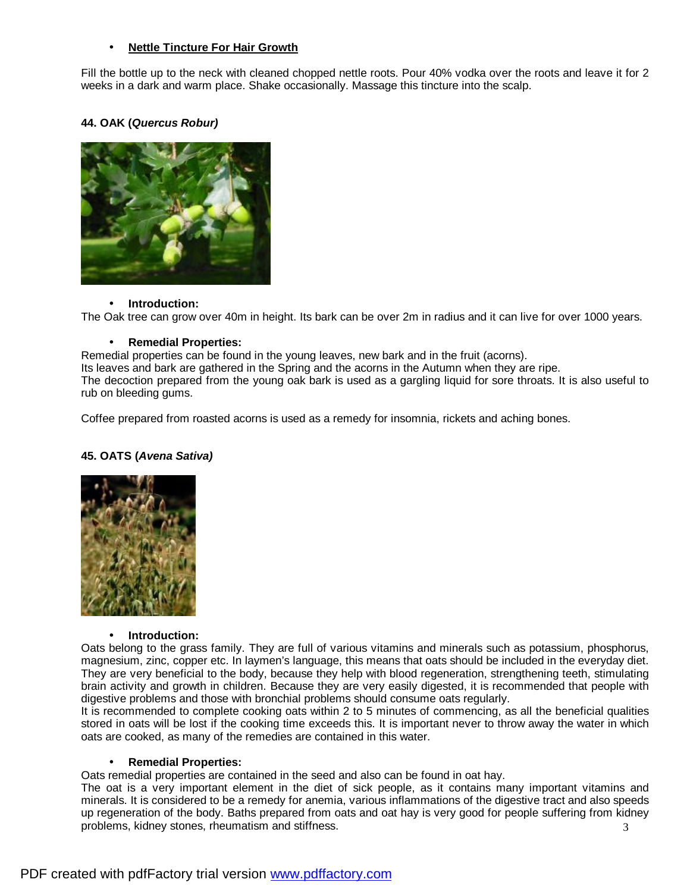- **<u>Nettle Tincture For Hair Growth</u>**

Fill the bottle up to the neck with cleaned chopped nettle roots. Pour 40% vodka over the roots and leave it for 2 weeks in a dark and warm place. Shake occasionally. Massage this tincture into the scalp.

### 44. OAK (*Quercus Robur)*

- **Introduction:**

The Oak tree can grow over 40m in height. Its bark can be over 2m in radius and it can live for over 1000 years.

- **Remedial Properties:**

Remedial properties can be found in the young leaves, new bark and in the fruit (acorns).
Its leaves and bark are gathered in the Spring and the acorns in the Autumn when they are ripe.
The decoction prepared from the young oak bark is used as a gargling liquid for sore throats. It is also useful to rub on bleeding gums.

Coffee prepared from roasted acorns is used as a remedy for insomnia, rickets and aching bones.

### 45. OATS (*Avena Sativa)*

- **Introduction:**

Oats belong to the grass family. They are full of various vitamins and minerals such as potassium, phosphorus, magnesium, zinc, copper etc. In laymen's language, this means that oats should be included in the everyday diet. They are very beneficial to the body, because they help with blood regeneration, strengthening teeth, stimulating brain activity and growth in children. Because they are very easily digested, it is recommended that people with digestive problems and those with bronchial problems should consume oats regularly.
It is recommended to complete cooking oats within 2 to 5 minutes of commencing, as all the beneficial qualities stored in oats will be lost if the cooking time exceeds this. It is important never to throw away the water in which oats are cooked, as many of the remedies are contained in this water.

- **Remedial Properties:**

Oats remedial properties are contained in the seed and also can be found in oat hay.
The oat is a very important element in the diet of sick people, as it contains many important vitamins and minerals. It is considered to be a remedy for anemia, various inflammations of the digestive tract and also speeds up regeneration of the body. Baths prepared from oats and oat hay is very good for people suffering from kidney problems, kidney stones, rheumatism and stiffness.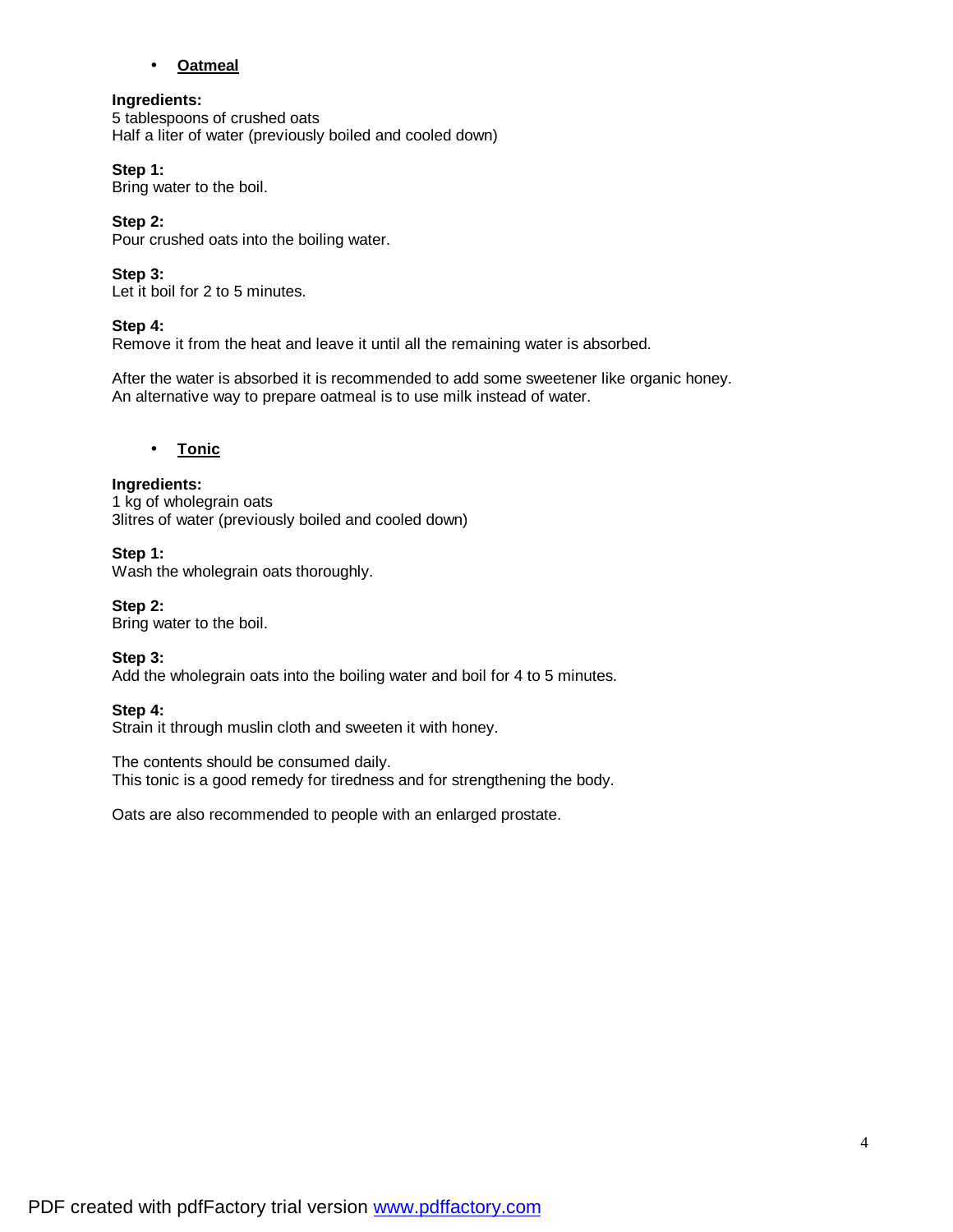- **Oatmeal**

**Ingredients:**
5 tablespoons of crushed oats
Half a liter of water (previously boiled and cooled down)

**Step 1:**
Bring water to the boil.

**Step 2:**
Pour crushed oats into the boiling water.

**Step 3:**
Let it boil for 2 to 5 minutes.

**Step 4:**
Remove it from the heat and leave it until all the remaining water is absorbed.

After the water is absorbed it is recommended to add some sweetener like organic honey.
An alternative way to prepare oatmeal is to use milk instead of water.

- **Tonic**

**Ingredients:**
1 kg of wholegrain oats
3litres of water (previously boiled and cooled down)

**Step 1:**
Wash the wholegrain oats thoroughly.

**Step 2:**
Bring water to the boil.

**Step 3:**
Add the wholegrain oats into the boiling water and boil for 4 to 5 minutes.

**Step 4:**
Strain it through muslin cloth and sweeten it with honey.

The contents should be consumed daily.
This tonic is a good remedy for tiredness and for strengthening the body.

Oats are also recommended to people with an enlarged prostate.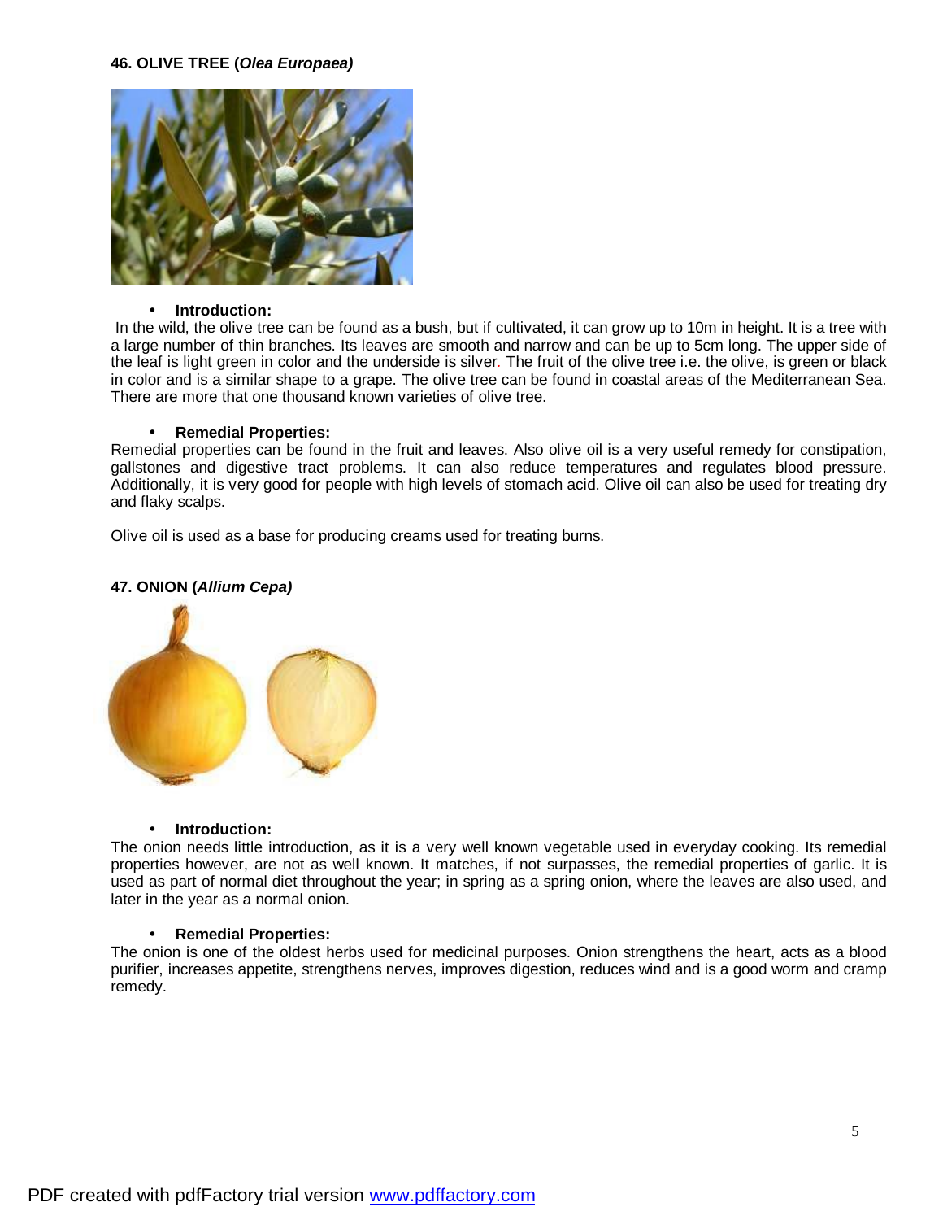### 46. OLIVE TREE (*Olea Europaea)*

- **Introduction:**

In the wild, the olive tree can be found as a bush, but if cultivated, it can grow up to 10m in height. It is a tree with a large number of thin branches. Its leaves are smooth and narrow and can be up to 5cm long. The upper side of the leaf is light green in color and the underside is silver. The fruit of the olive tree i.e. the olive, is green or black in color and is a similar shape to a grape. The olive tree can be found in coastal areas of the Mediterranean Sea. There are more that one thousand known varieties of olive tree.

- **Remedial Properties:**

Remedial properties can be found in the fruit and leaves. Also olive oil is a very useful remedy for constipation, gallstones and digestive tract problems. It can also reduce temperatures and regulates blood pressure. Additionally, it is very good for people with high levels of stomach acid. Olive oil can also be used for treating dry and flaky scalps.

Olive oil is used as a base for producing creams used for treating burns.

### 47. ONION (*Allium Cepa)*

- **Introduction:**

The onion needs little introduction, as it is a very well known vegetable used in everyday cooking. Its remedial properties however, are not as well known. It matches, if not surpasses, the remedial properties of garlic. It is used as part of normal diet throughout the year; in spring as a spring onion, where the leaves are also used, and later in the year as a normal onion.

- **Remedial Properties:**

The onion is one of the oldest herbs used for medicinal purposes. Onion strengthens the heart, acts as a blood purifier, increases appetite, strengthens nerves, improves digestion, reduces wind and is a good worm and cramp remedy.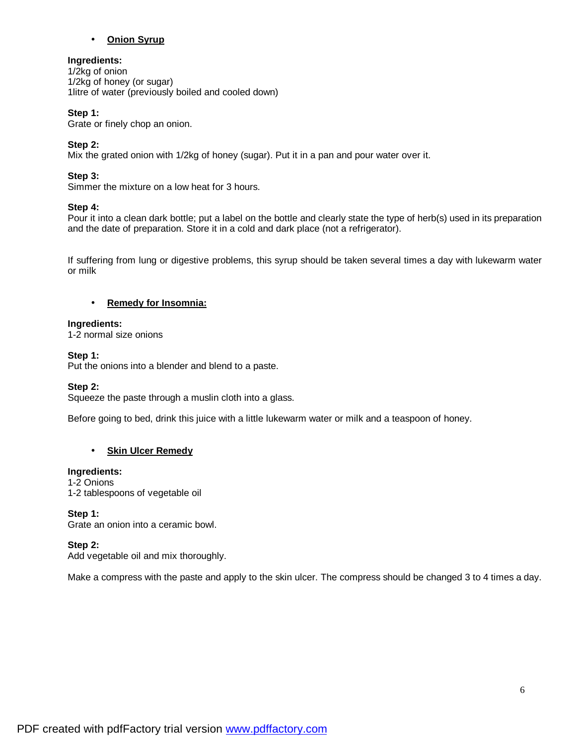- **Onion Syrup**

**Ingredients:**
1/2kg of onion
1/2kg of honey (or sugar)
1litre of water (previously boiled and cooled down)

**Step 1:**
Grate or finely chop an onion.

**Step 2:**
Mix the grated onion with 1/2kg of honey (sugar). Put it in a pan and pour water over it.

**Step 3:**
Simmer the mixture on a low heat for 3 hours.

**Step 4:**
Pour it into a clean dark bottle; put a label on the bottle and clearly state the type of herb(s) used in its preparation and the date of preparation. Store it in a cold and dark place (not a refrigerator).

If suffering from lung or digestive problems, this syrup should be taken several times a day with lukewarm water or milk

- **Remedy for Insomnia:**

**Ingredients:**
1-2 normal size onions

**Step 1:**
Put the onions into a blender and blend to a paste.

**Step 2:**
Squeeze the paste through a muslin cloth into a glass.

Before going to bed, drink this juice with a little lukewarm water or milk and a teaspoon of honey.

- **Skin Ulcer Remedy**

**Ingredients:**
1-2 Onions
1-2 tablespoons of vegetable oil

**Step 1:**
Grate an onion into a ceramic bowl.

**Step 2:**
Add vegetable oil and mix thoroughly.

Make a compress with the paste and apply to the skin ulcer. The compress should be changed 3 to 4 times a day.

PDF created with pdfFactory trial version www.pdffactory.com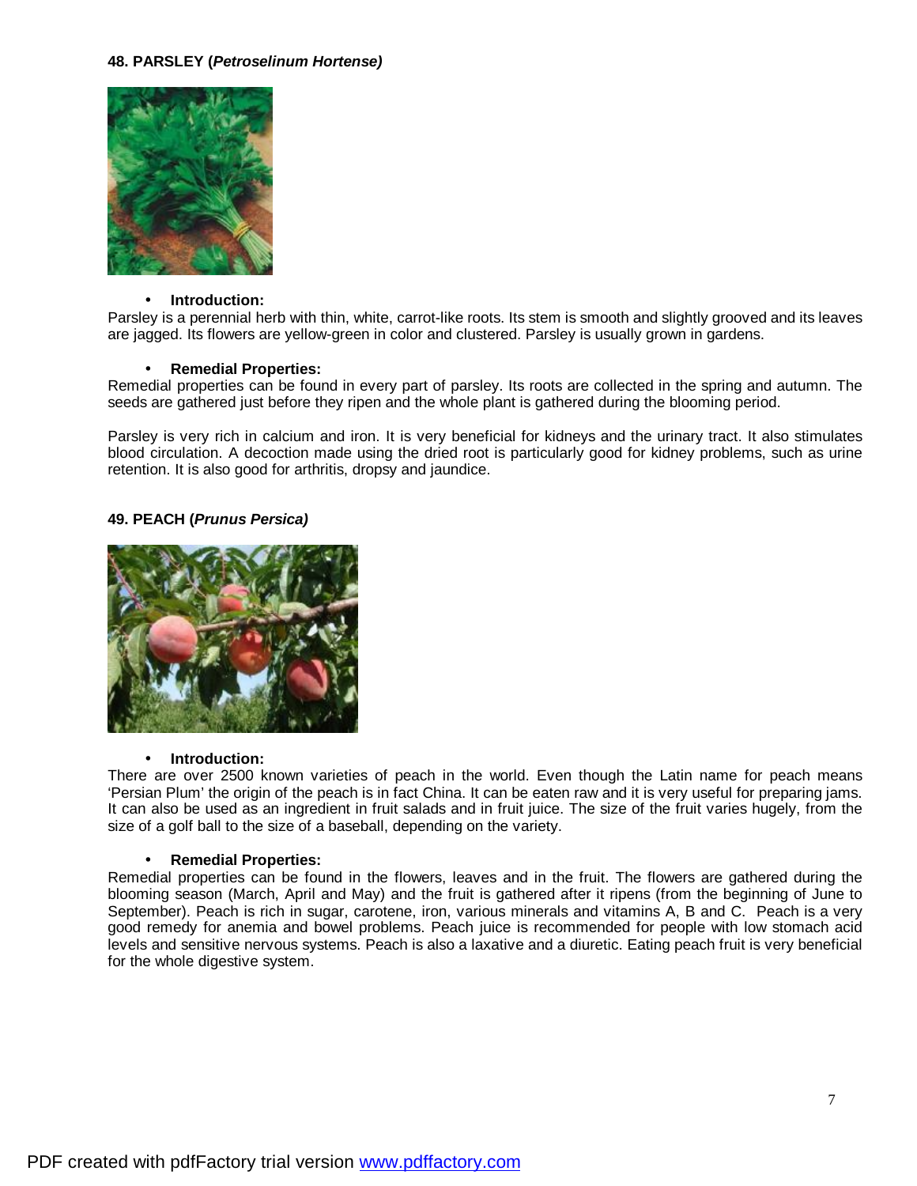### 48. PARSLEY (*Petroselinum Hortense)*

- **Introduction:**

Parsley is a perennial herb with thin, white, carrot-like roots. Its stem is smooth and slightly grooved and its leaves are jagged. Its flowers are yellow-green in color and clustered. Parsley is usually grown in gardens.

- **Remedial Properties:**

Remedial properties can be found in every part of parsley. Its roots are collected in the spring and autumn. The seeds are gathered just before they ripen and the whole plant is gathered during the blooming period.

Parsley is very rich in calcium and iron. It is very beneficial for kidneys and the urinary tract. It also stimulates blood circulation. A decoction made using the dried root is particularly good for kidney problems, such as urine retention. It is also good for arthritis, dropsy and jaundice.

### 49. PEACH (*Prunus Persica)*

- **Introduction:**

There are over 2500 known varieties of peach in the world. Even though the Latin name for peach means 'Persian Plum' the origin of the peach is in fact China. It can be eaten raw and it is very useful for preparing jams. It can also be used as an ingredient in fruit salads and in fruit juice. The size of the fruit varies hugely, from the size of a golf ball to the size of a baseball, depending on the variety.

- **Remedial Properties:**

Remedial properties can be found in the flowers, leaves and in the fruit. The flowers are gathered during the blooming season (March, April and May) and the fruit is gathered after it ripens (from the beginning of June to September). Peach is rich in sugar, carotene, iron, various minerals and vitamins A, B and C. Peach is a very good remedy for anemia and bowel problems. Peach juice is recommended for people with low stomach acid levels and sensitive nervous systems. Peach is also a laxative and a diuretic. Eating peach fruit is very beneficial for the whole digestive system.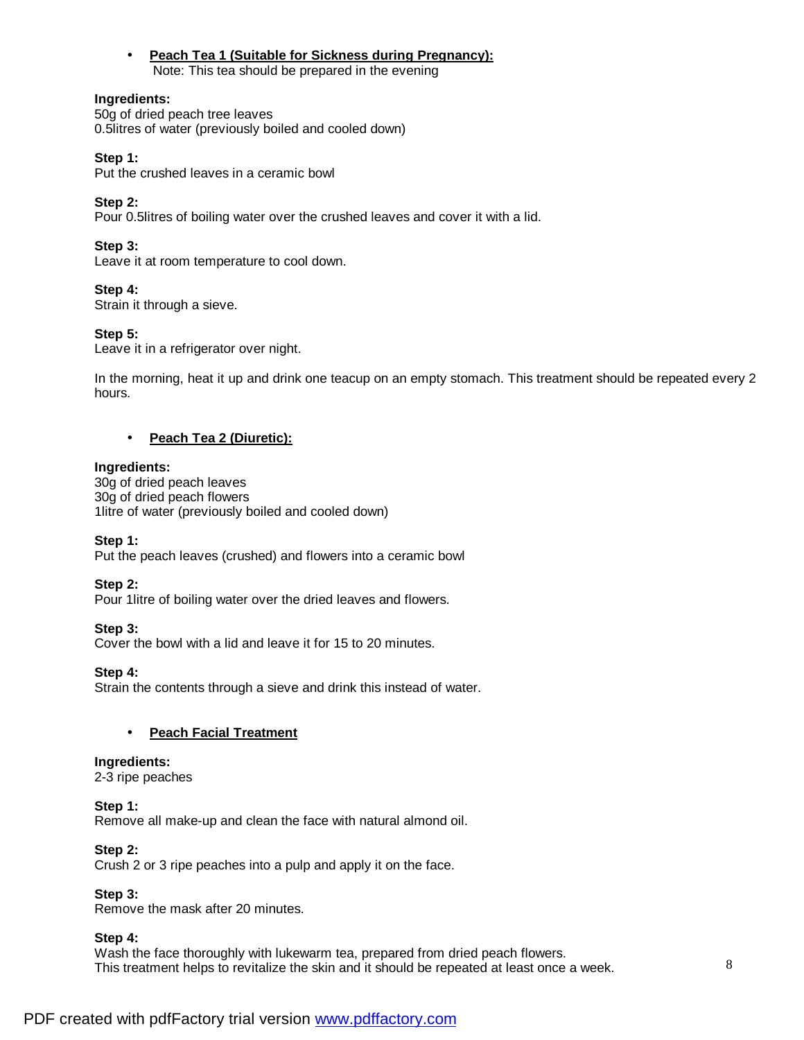- **Peach Tea 1 (Suitable for Sickness during Pregnancy):**
  Note: This tea should be prepared in the evening

**Ingredients:**
50g of dried peach tree leaves
0.5litres of water (previously boiled and cooled down)

**Step 1:**
Put the crushed leaves in a ceramic bowl

**Step 2:**
Pour 0.5litres of boiling water over the crushed leaves and cover it with a lid.

**Step 3:**
Leave it at room temperature to cool down.

**Step 4:**
Strain it through a sieve.

**Step 5:**
Leave it in a refrigerator over night.

In the morning, heat it up and drink one teacup on an empty stomach. This treatment should be repeated every 2 hours.

- **Peach Tea 2 (Diuretic):**

**Ingredients:**
30g of dried peach leaves
30g of dried peach flowers
1litre of water (previously boiled and cooled down)

**Step 1:**
Put the peach leaves (crushed) and flowers into a ceramic bowl

**Step 2:**
Pour 1litre of boiling water over the dried leaves and flowers.

**Step 3:**
Cover the bowl with a lid and leave it for 15 to 20 minutes.

**Step 4:**
Strain the contents through a sieve and drink this instead of water.

- **Peach Facial Treatment**

**Ingredients:**
2-3 ripe peaches

**Step 1:**
Remove all make-up and clean the face with natural almond oil.

**Step 2:**
Crush 2 or 3 ripe peaches into a pulp and apply it on the face.

**Step 3:**
Remove the mask after 20 minutes.

**Step 4:**
Wash the face thoroughly with lukewarm tea, prepared from dried peach flowers.
This treatment helps to revitalize the skin and it should be repeated at least once a week.

PDF created with pdfFactory trial version [www.pdffactory.com](http://www.pdffactory.com)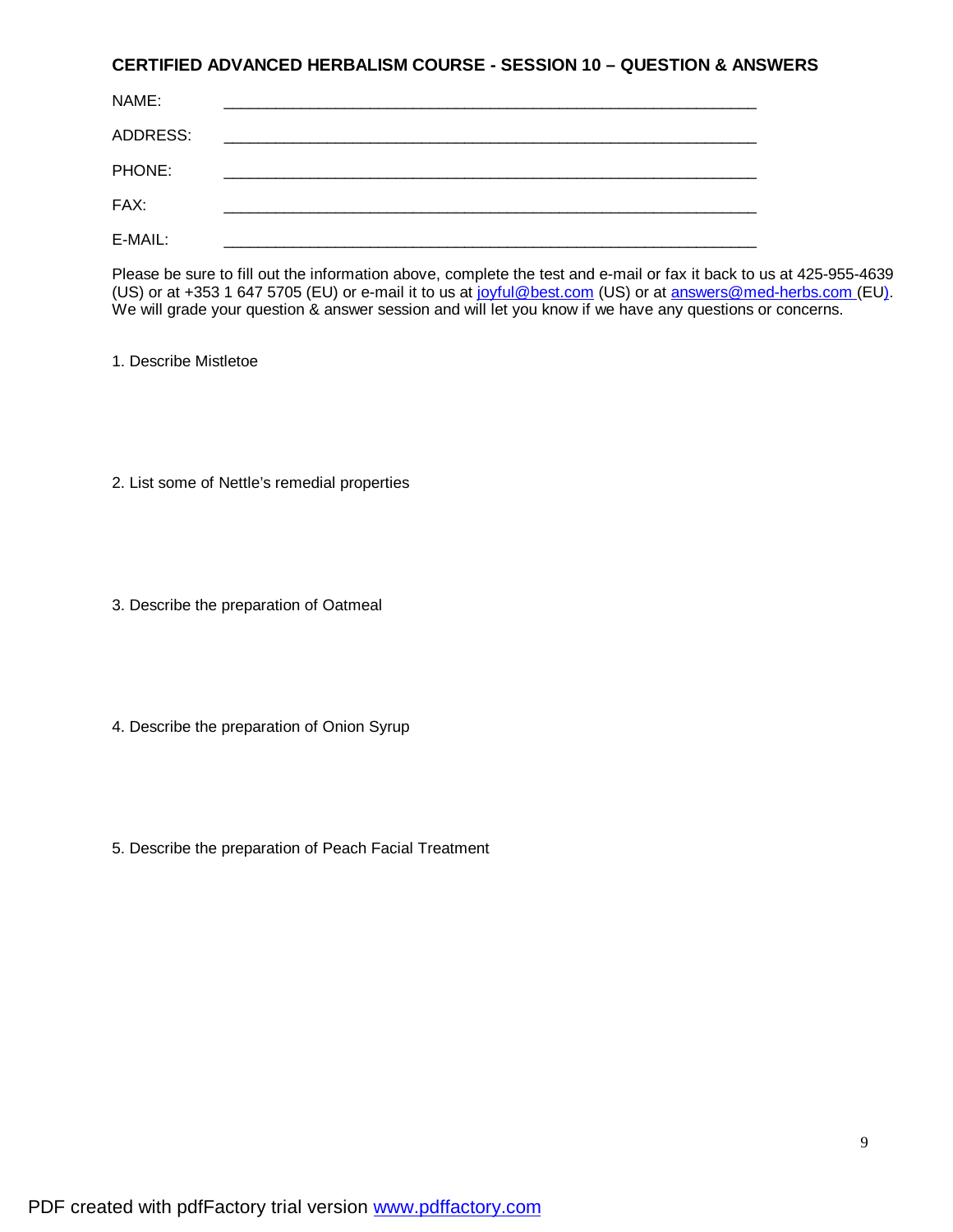**CERTIFIED ADVANCED HERBALISM COURSE - SESSION 10 – QUESTION & ANSWERS**

NAME: ____________________________________________________________

ADDRESS: ____________________________________________________________

PHONE: ____________________________________________________________

FAX: ____________________________________________________________

E-MAIL: ____________________________________________________________

Please be sure to fill out the information above, complete the test and e-mail or fax it back to us at 425-955-4639 (US) or at +353 1 647 5705 (EU) or e-mail it to us at joyful@best.com (US) or at answers@med-herbs.com (EU). We will grade your question & answer session and will let you know if we have any questions or concerns.

1. Describe Mistletoe

2. List some of Nettle's remedial properties

3. Describe the preparation of Oatmeal

4. Describe the preparation of Onion Syrup

5. Describe the preparation of Peach Facial Treatment

PDF created with pdfFactory trial version www.pdffactory.com